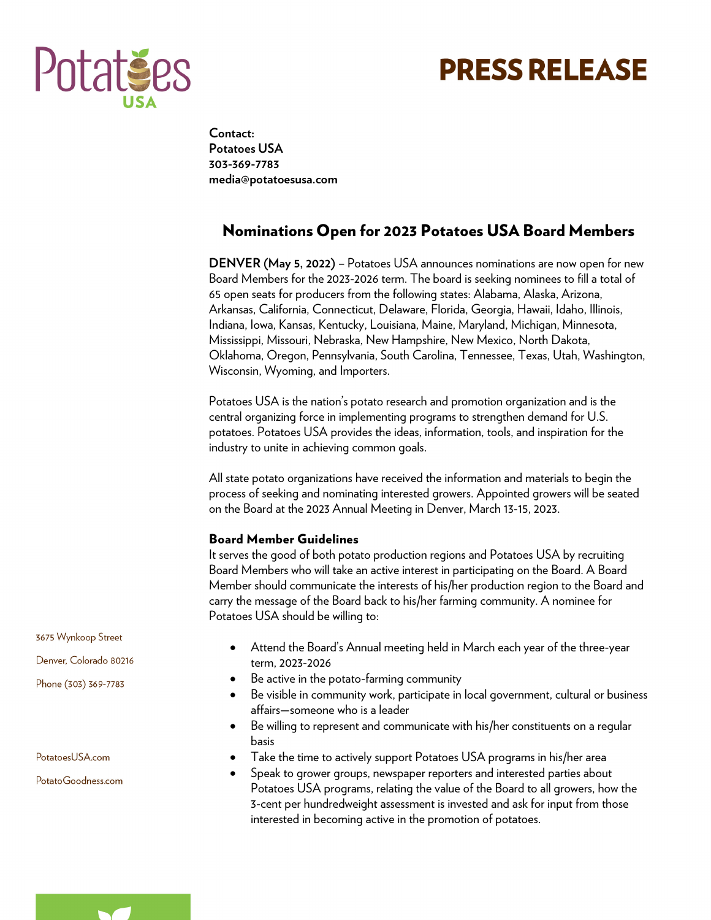# PRESS RELEASE

**Contact:**
**Potatoes USA**
**303-369-7783**
**media@potatoesusa.com**

## Nominations Open for 2023 Potatoes USA Board Members

**DENVER (May 5, 2022)** – Potatoes USA announces nominations are now open for new Board Members for the 2023-2026 term. The board is seeking nominees to fill a total of 65 open seats for producers from the following states: Alabama, Alaska, Arizona, Arkansas, California, Connecticut, Delaware, Florida, Georgia, Hawaii, Idaho, Illinois, Indiana, Iowa, Kansas, Kentucky, Louisiana, Maine, Maryland, Michigan, Minnesota, Mississippi, Missouri, Nebraska, New Hampshire, New Mexico, North Dakota, Oklahoma, Oregon, Pennsylvania, South Carolina, Tennessee, Texas, Utah, Washington, Wisconsin, Wyoming, and Importers.

Potatoes USA is the nation's potato research and promotion organization and is the central organizing force in implementing programs to strengthen demand for U.S. potatoes. Potatoes USA provides the ideas, information, tools, and inspiration for the industry to unite in achieving common goals.

All state potato organizations have received the information and materials to begin the process of seeking and nominating interested growers. Appointed growers will be seated on the Board at the 2023 Annual Meeting in Denver, March 13-15, 2023.

### Board Member Guidelines

It serves the good of both potato production regions and Potatoes USA by recruiting Board Members who will take an active interest in participating on the Board. A Board Member should communicate the interests of his/her production region to the Board and carry the message of the Board back to his/her farming community. A nominee for Potatoes USA should be willing to:

- Attend the Board's Annual meeting held in March each year of the three-year term, 2023-2026
- Be active in the potato-farming community
- Be visible in community work, participate in local government, cultural or business affairs—someone who is a leader
- Be willing to represent and communicate with his/her constituents on a regular basis
- Take the time to actively support Potatoes USA programs in his/her area
- Speak to grower groups, newspaper reporters and interested parties about Potatoes USA programs, relating the value of the Board to all growers, how the 3-cent per hundredweight assessment is invested and ask for input from those interested in becoming active in the promotion of potatoes.

3675 Wynkoop Street
Denver, Colorado 80216
Phone (303) 369-7783

PotatoesUSA.com
PotatoGoodness.com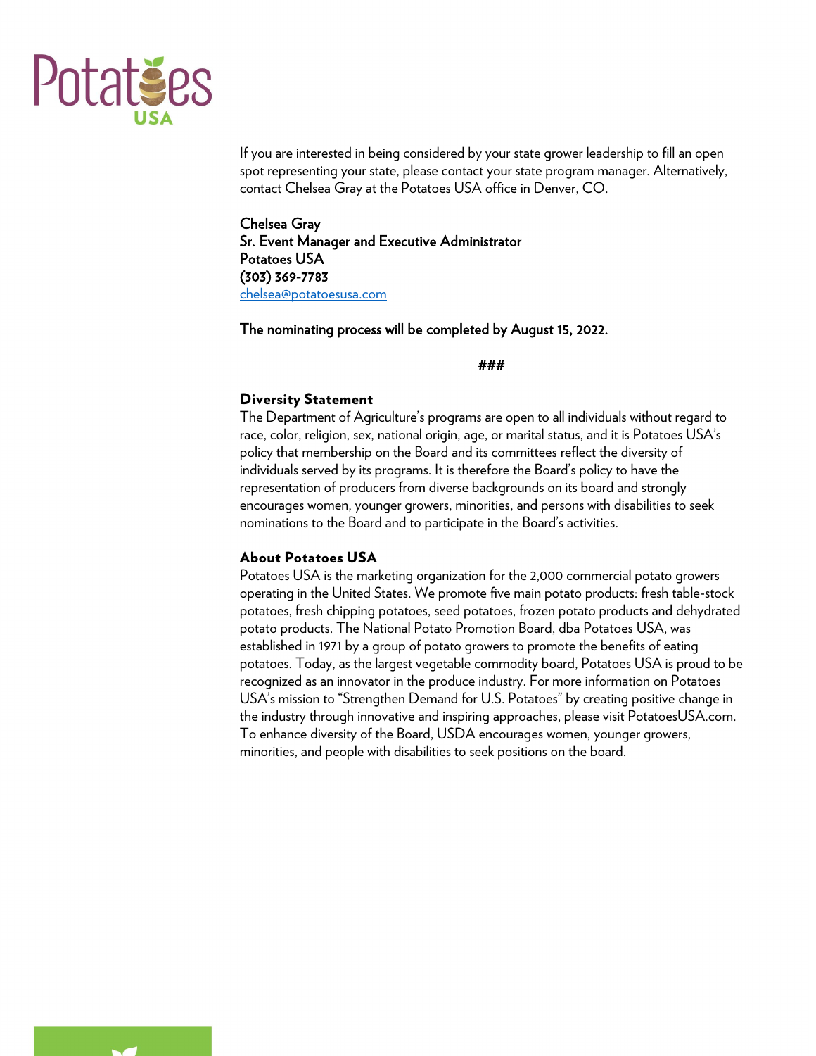If you are interested in being considered by your state grower leadership to fill an open spot representing your state, please contact your state program manager. Alternatively, contact Chelsea Gray at the Potatoes USA office in Denver, CO.

**Chelsea Gray**
**Sr. Event Manager and Executive Administrator**
**Potatoes USA**
**(303) 369-7783**
chelsea@potatoesusa.com

**The nominating process will be completed by August 15, 2022.**

###

**Diversity Statement**

The Department of Agriculture's programs are open to all individuals without regard to race, color, religion, sex, national origin, age, or marital status, and it is Potatoes USA's policy that membership on the Board and its committees reflect the diversity of individuals served by its programs. It is therefore the Board's policy to have the representation of producers from diverse backgrounds on its board and strongly encourages women, younger growers, minorities, and persons with disabilities to seek nominations to the Board and to participate in the Board's activities.

**About Potatoes USA**

Potatoes USA is the marketing organization for the 2,000 commercial potato growers operating in the United States. We promote five main potato products: fresh table-stock potatoes, fresh chipping potatoes, seed potatoes, frozen potato products and dehydrated potato products. The National Potato Promotion Board, dba Potatoes USA, was established in 1971 by a group of potato growers to promote the benefits of eating potatoes. Today, as the largest vegetable commodity board, Potatoes USA is proud to be recognized as an innovator in the produce industry. For more information on Potatoes USA's mission to "Strengthen Demand for U.S. Potatoes" by creating positive change in the industry through innovative and inspiring approaches, please visit PotatoesUSA.com. To enhance diversity of the Board, USDA encourages women, younger growers, minorities, and people with disabilities to seek positions on the board.